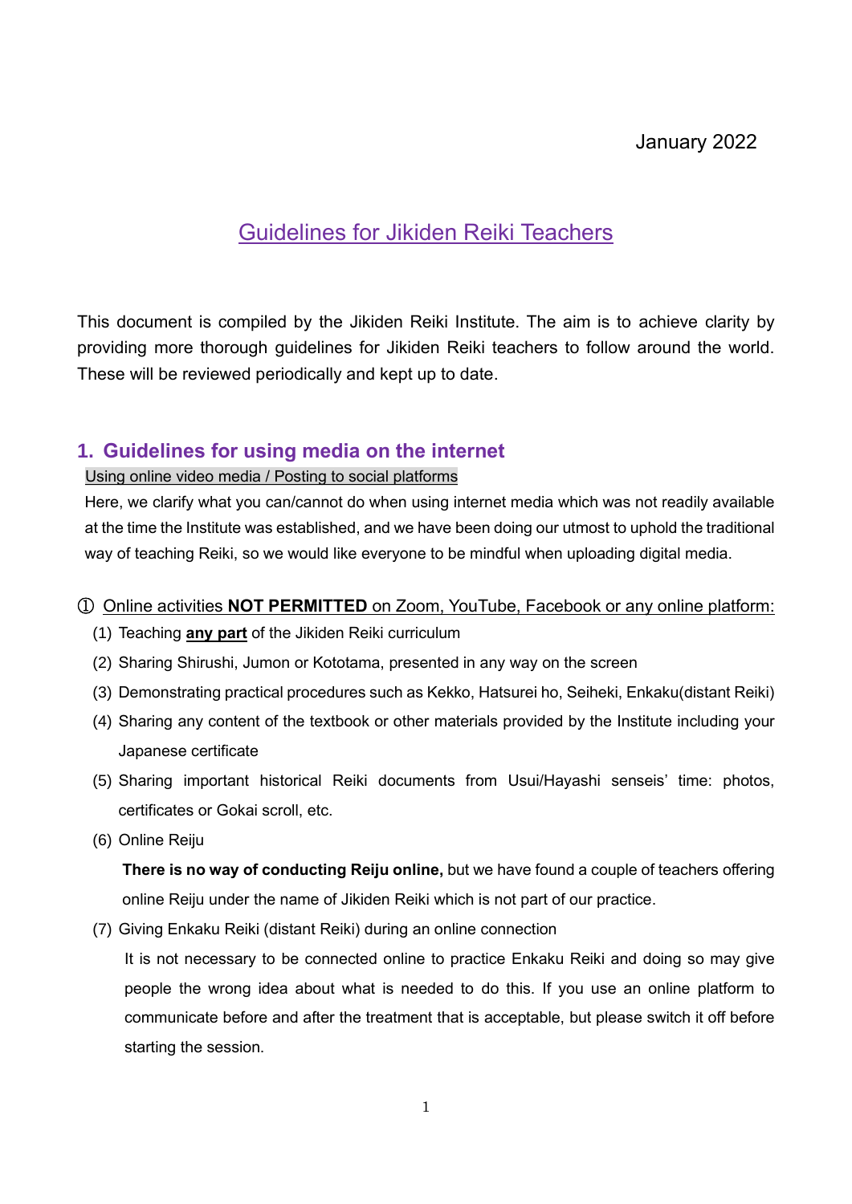January 2022

# Guidelines for Jikiden Reiki Teachers

This document is compiled by the Jikiden Reiki Institute. The aim is to achieve clarity by providing more thorough guidelines for Jikiden Reiki teachers to follow around the world. These will be reviewed periodically and kept up to date.

## 1. Guidelines for using media on the internet

Using online video media / Posting to social platforms

Here, we clarify what you can/cannot do when using internet media which was not readily available at the time the Institute was established, and we have been doing our utmost to uphold the traditional way of teaching Reiki, so we would like everyone to be mindful when uploading digital media.

① Online activities **NOT PERMITTED** on Zoom, YouTube, Facebook or any online platform:

(1) Teaching **any part** of the Jikiden Reiki curriculum

(2) Sharing Shirushi, Jumon or Kototama, presented in any way on the screen

(3) Demonstrating practical procedures such as Kekko, Hatsurei ho, Seiheki, Enkaku(distant Reiki)

(4) Sharing any content of the textbook or other materials provided by the Institute including your Japanese certificate

(5) Sharing important historical Reiki documents from Usui/Hayashi senseis' time: photos, certificates or Gokai scroll, etc.

(6) Online Reiju

**There is no way of conducting Reiju online,** but we have found a couple of teachers offering online Reiju under the name of Jikiden Reiki which is not part of our practice.

(7) Giving Enkaku Reiki (distant Reiki) during an online connection

It is not necessary to be connected online to practice Enkaku Reiki and doing so may give people the wrong idea about what is needed to do this. If you use an online platform to communicate before and after the treatment that is acceptable, but please switch it off before starting the session.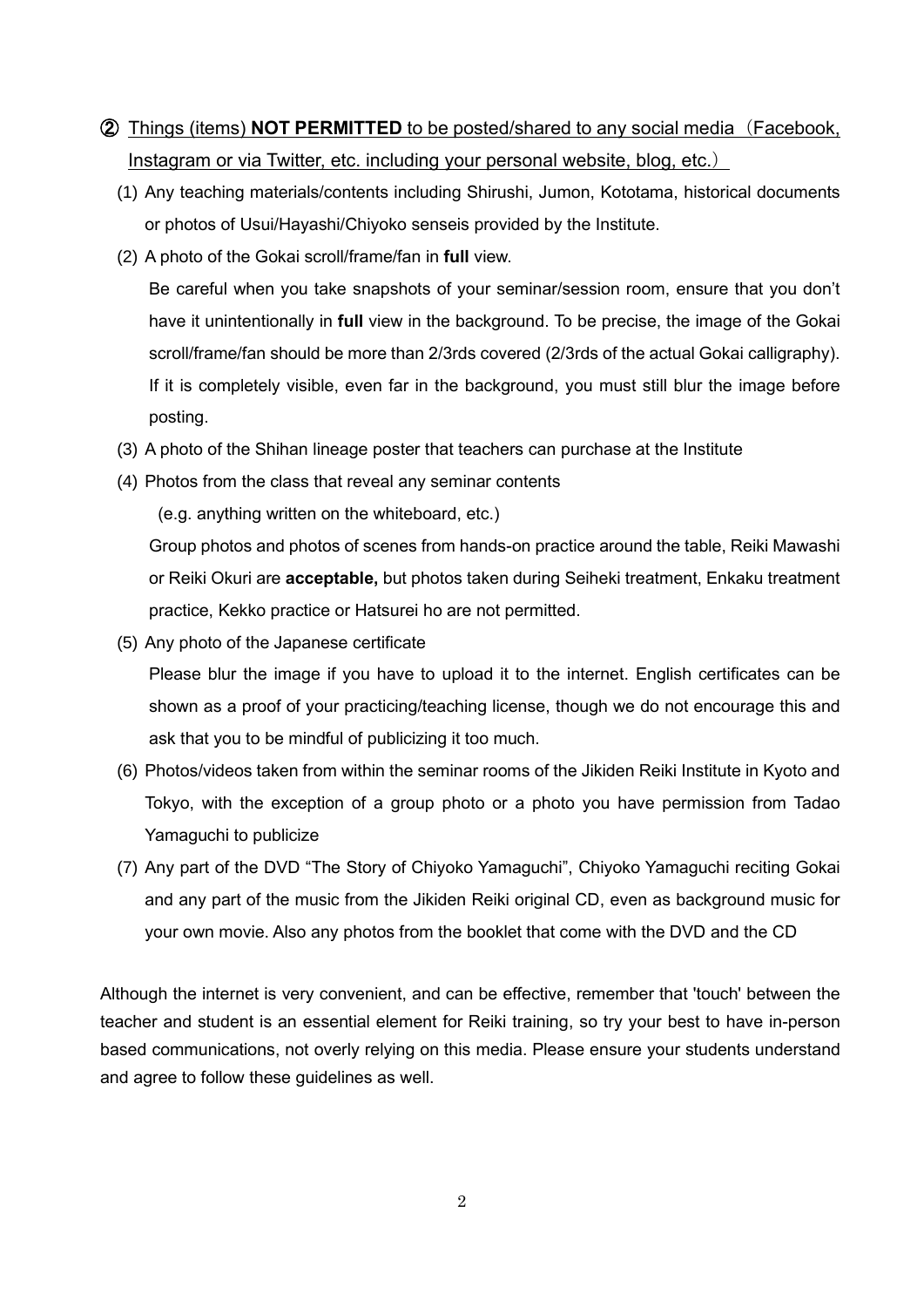## ② Things (items) **NOT PERMITTED** to be posted/shared to any social media（Facebook, Instagram or via Twitter, etc. including your personal website, blog, etc.）

(1) Any teaching materials/contents including Shirushi, Jumon, Kototama, historical documents or photos of Usui/Hayashi/Chiyoko senseis provided by the Institute.

(2) A photo of the Gokai scroll/frame/fan in **full** view.

Be careful when you take snapshots of your seminar/session room, ensure that you don't have it unintentionally in **full** view in the background. To be precise, the image of the Gokai scroll/frame/fan should be more than 2/3rds covered (2/3rds of the actual Gokai calligraphy). If it is completely visible, even far in the background, you must still blur the image before posting.

(3) A photo of the Shihan lineage poster that teachers can purchase at the Institute

(4) Photos from the class that reveal any seminar contents

(e.g. anything written on the whiteboard, etc.)

Group photos and photos of scenes from hands-on practice around the table, Reiki Mawashi or Reiki Okuri are **acceptable,** but photos taken during Seiheki treatment, Enkaku treatment practice, Kekko practice or Hatsurei ho are not permitted.

(5) Any photo of the Japanese certificate

Please blur the image if you have to upload it to the internet. English certificates can be shown as a proof of your practicing/teaching license, though we do not encourage this and ask that you to be mindful of publicizing it too much.

(6) Photos/videos taken from within the seminar rooms of the Jikiden Reiki Institute in Kyoto and Tokyo, with the exception of a group photo or a photo you have permission from Tadao Yamaguchi to publicize

(7) Any part of the DVD "The Story of Chiyoko Yamaguchi", Chiyoko Yamaguchi reciting Gokai and any part of the music from the Jikiden Reiki original CD, even as background music for your own movie. Also any photos from the booklet that come with the DVD and the CD

Although the internet is very convenient, and can be effective, remember that 'touch' between the teacher and student is an essential element for Reiki training, so try your best to have in-person based communications, not overly relying on this media. Please ensure your students understand and agree to follow these guidelines as well.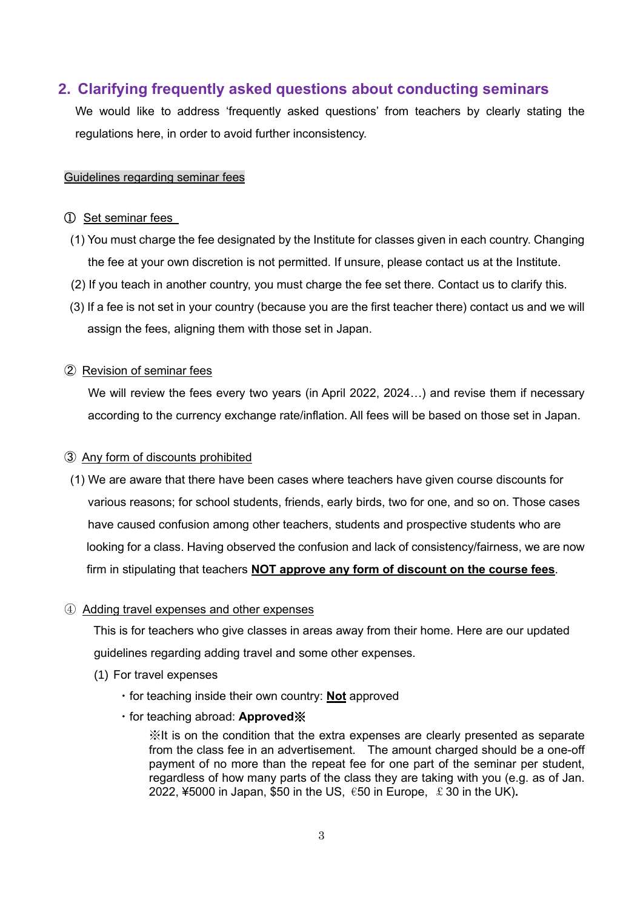## 2. Clarifying frequently asked questions about conducting seminars

We would like to address 'frequently asked questions' from teachers by clearly stating the regulations here, in order to avoid further inconsistency.

Guidelines regarding seminar fees

① Set seminar fees

(1) You must charge the fee designated by the Institute for classes given in each country. Changing the fee at your own discretion is not permitted. If unsure, please contact us at the Institute.

(2) If you teach in another country, you must charge the fee set there. Contact us to clarify this.

(3) If a fee is not set in your country (because you are the first teacher there) contact us and we will assign the fees, aligning them with those set in Japan.

② Revision of seminar fees

We will review the fees every two years (in April 2022, 2024…) and revise them if necessary according to the currency exchange rate/inflation. All fees will be based on those set in Japan.

③ Any form of discounts prohibited

(1) We are aware that there have been cases where teachers have given course discounts for various reasons; for school students, friends, early birds, two for one, and so on. Those cases have caused confusion among other teachers, students and prospective students who are looking for a class. Having observed the confusion and lack of consistency/fairness, we are now firm in stipulating that teachers **NOT approve any form of discount on the course fees**.

④ Adding travel expenses and other expenses

This is for teachers who give classes in areas away from their home. Here are our updated guidelines regarding adding travel and some other expenses.

(1) For travel expenses

- for teaching inside their own country: **Not** approved
- for teaching abroad: **Approved※**

※It is on the condition that the extra expenses are clearly presented as separate from the class fee in an advertisement. The amount charged should be a one-off payment of no more than the repeat fee for one part of the seminar per student, regardless of how many parts of the class they are taking with you (e.g. as of Jan. 2022, ¥5000 in Japan, $50 in the US, €50 in Europe, ￡30 in the UK).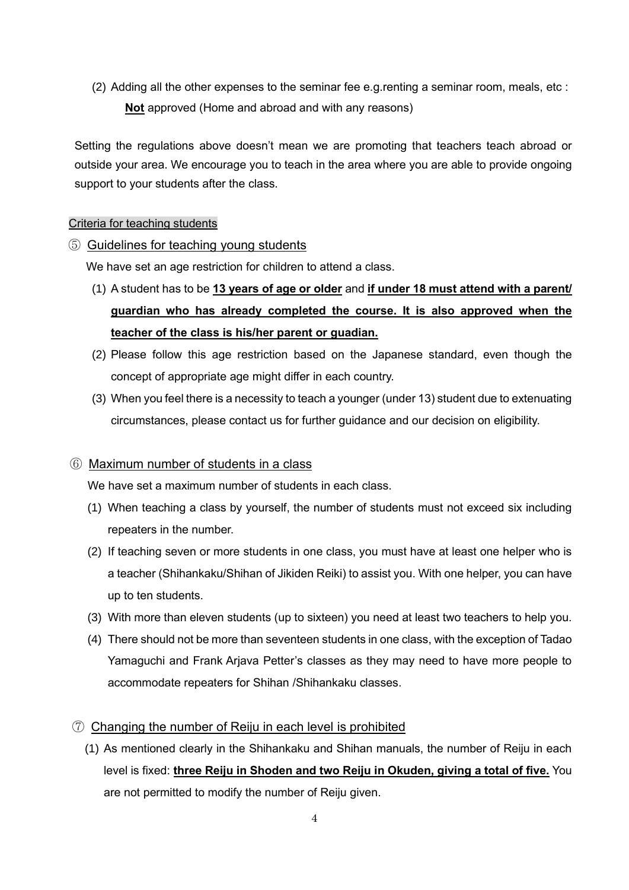(2) Adding all the other expenses to the seminar fee e.g.renting a seminar room, meals, etc : **Not** approved (Home and abroad and with any reasons)

Setting the regulations above doesn't mean we are promoting that teachers teach abroad or outside your area. We encourage you to teach in the area where you are able to provide ongoing support to your students after the class.

Criteria for teaching students

⑤ Guidelines for teaching young students

We have set an age restriction for children to attend a class.

(1) A student has to be **13 years of age or older** and **if under 18 must attend with a parent/ guardian who has already completed the course. It is also approved when the teacher of the class is his/her parent or guadian.**

(2) Please follow this age restriction based on the Japanese standard, even though the concept of appropriate age might differ in each country.

(3) When you feel there is a necessity to teach a younger (under 13) student due to extenuating circumstances, please contact us for further guidance and our decision on eligibility.

⑥ Maximum number of students in a class

We have set a maximum number of students in each class.

(1) When teaching a class by yourself, the number of students must not exceed six including repeaters in the number.

(2) If teaching seven or more students in one class, you must have at least one helper who is a teacher (Shihankaku/Shihan of Jikiden Reiki) to assist you. With one helper, you can have up to ten students.

(3) With more than eleven students (up to sixteen) you need at least two teachers to help you.

(4) There should not be more than seventeen students in one class, with the exception of Tadao Yamaguchi and Frank Arjava Petter's classes as they may need to have more people to accommodate repeaters for Shihan /Shihankaku classes.

⑦ Changing the number of Reiju in each level is prohibited

(1) As mentioned clearly in the Shihankaku and Shihan manuals, the number of Reiju in each level is fixed: **three Reiju in Shoden and two Reiju in Okuden, giving a total of five.** You are not permitted to modify the number of Reiju given.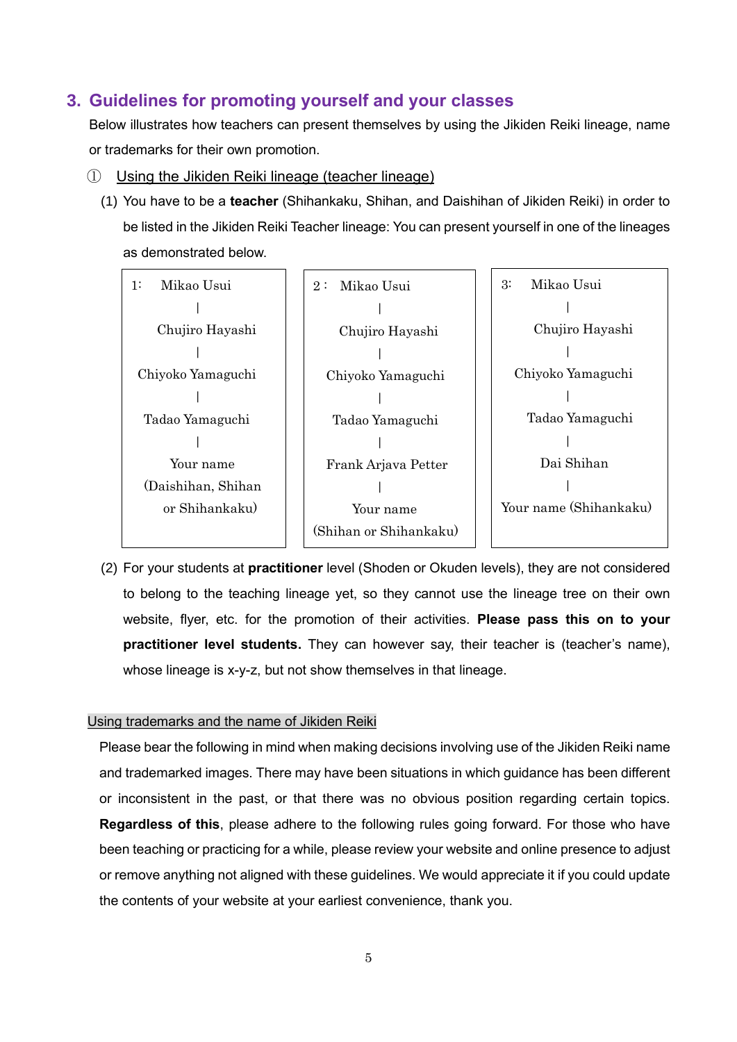## 3. Guidelines for promoting yourself and your classes

Below illustrates how teachers can present themselves by using the Jikiden Reiki lineage, name or trademarks for their own promotion.

① Using the Jikiden Reiki lineage (teacher lineage)

(1) You have to be a **teacher** (Shihankaku, Shihan, and Daishihan of Jikiden Reiki) in order to be listed in the Jikiden Reiki Teacher lineage: You can present yourself in one of the lineages as demonstrated below.

| 1: | 2: | 3: |
|---|---|---|
| Mikao Usui | Mikao Usui | Mikao Usui |
| \| | \| | \| |
| Chujiro Hayashi | Chujiro Hayashi | Chujiro Hayashi |
| \| | \| | \| |
| Chiyoko Yamaguchi | Chiyoko Yamaguchi | Chiyoko Yamaguchi |
| \| | \| | \| |
| Tadao Yamaguchi | Tadao Yamaguchi | Tadao Yamaguchi |
| \| | \| | \| |
| Your name (Daishihan, Shihan or Shihankaku) | Frank Arjava Petter | Dai Shihan |
| | \| | \| |
| | Your name (Shihan or Shihankaku) | Your name (Shihankaku) |

(2) For your students at **practitioner** level (Shoden or Okuden levels), they are not considered to belong to the teaching lineage yet, so they cannot use the lineage tree on their own website, flyer, etc. for the promotion of their activities. **Please pass this on to your practitioner level students.** They can however say, their teacher is (teacher's name), whose lineage is x-y-z, but not show themselves in that lineage.

Using trademarks and the name of Jikiden Reiki

Please bear the following in mind when making decisions involving use of the Jikiden Reiki name and trademarked images. There may have been situations in which guidance has been different or inconsistent in the past, or that there was no obvious position regarding certain topics. **Regardless of this**, please adhere to the following rules going forward. For those who have been teaching or practicing for a while, please review your website and online presence to adjust or remove anything not aligned with these guidelines. We would appreciate it if you could update the contents of your website at your earliest convenience, thank you.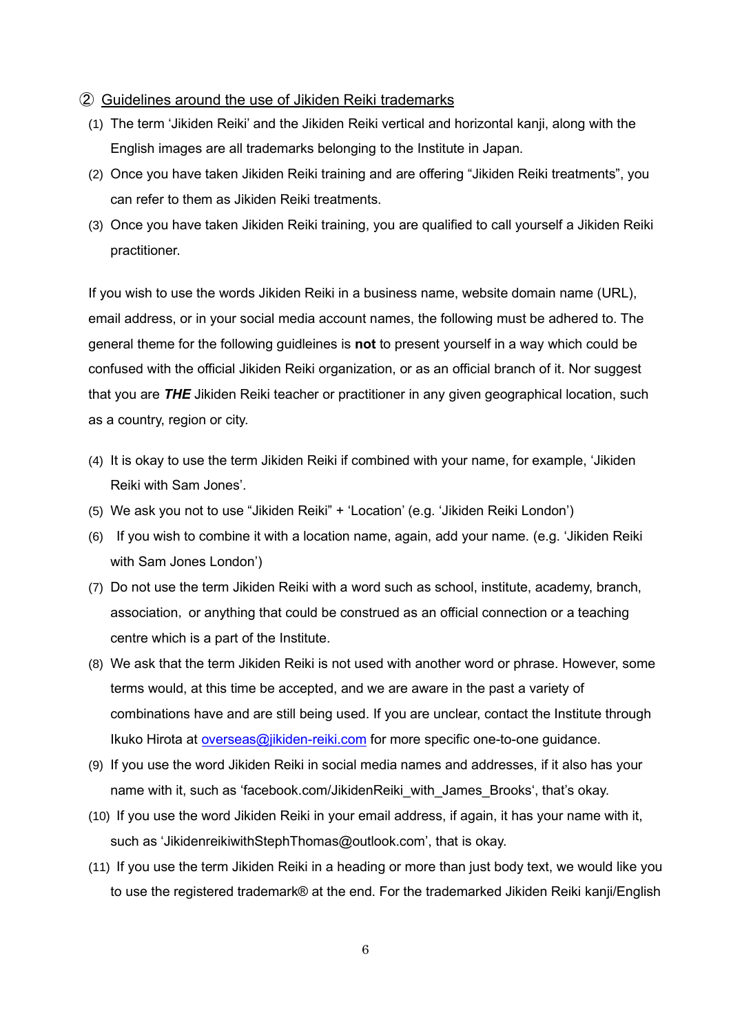## ② Guidelines around the use of Jikiden Reiki trademarks

(1) The term 'Jikiden Reiki' and the Jikiden Reiki vertical and horizontal kanji, along with the English images are all trademarks belonging to the Institute in Japan.

(2) Once you have taken Jikiden Reiki training and are offering "Jikiden Reiki treatments", you can refer to them as Jikiden Reiki treatments.

(3) Once you have taken Jikiden Reiki training, you are qualified to call yourself a Jikiden Reiki practitioner.

If you wish to use the words Jikiden Reiki in a business name, website domain name (URL), email address, or in your social media account names, the following must be adhered to. The general theme for the following guidleines is **not** to present yourself in a way which could be confused with the official Jikiden Reiki organization, or as an official branch of it. Nor suggest that you are ***THE*** Jikiden Reiki teacher or practitioner in any given geographical location, such as a country, region or city.

(4) It is okay to use the term Jikiden Reiki if combined with your name, for example, 'Jikiden Reiki with Sam Jones'.

(5) We ask you not to use "Jikiden Reiki" + 'Location' (e.g. 'Jikiden Reiki London')

(6) If you wish to combine it with a location name, again, add your name. (e.g. 'Jikiden Reiki with Sam Jones London')

(7) Do not use the term Jikiden Reiki with a word such as school, institute, academy, branch, association, or anything that could be construed as an official connection or a teaching centre which is a part of the Institute.

(8) We ask that the term Jikiden Reiki is not used with another word or phrase. However, some terms would, at this time be accepted, and we are aware in the past a variety of combinations have and are still being used. If you are unclear, contact the Institute through Ikuko Hirota at overseas@jikiden-reiki.com for more specific one-to-one guidance.

(9) If you use the word Jikiden Reiki in social media names and addresses, if it also has your name with it, such as 'facebook.com/JikidenReiki_with_James_Brooks', that's okay.

(10) If you use the word Jikiden Reiki in your email address, if again, it has your name with it, such as 'JikidenreikiwithStephThomas@outlook.com', that is okay.

(11) If you use the term Jikiden Reiki in a heading or more than just body text, we would like you to use the registered trademark® at the end. For the trademarked Jikiden Reiki kanji/English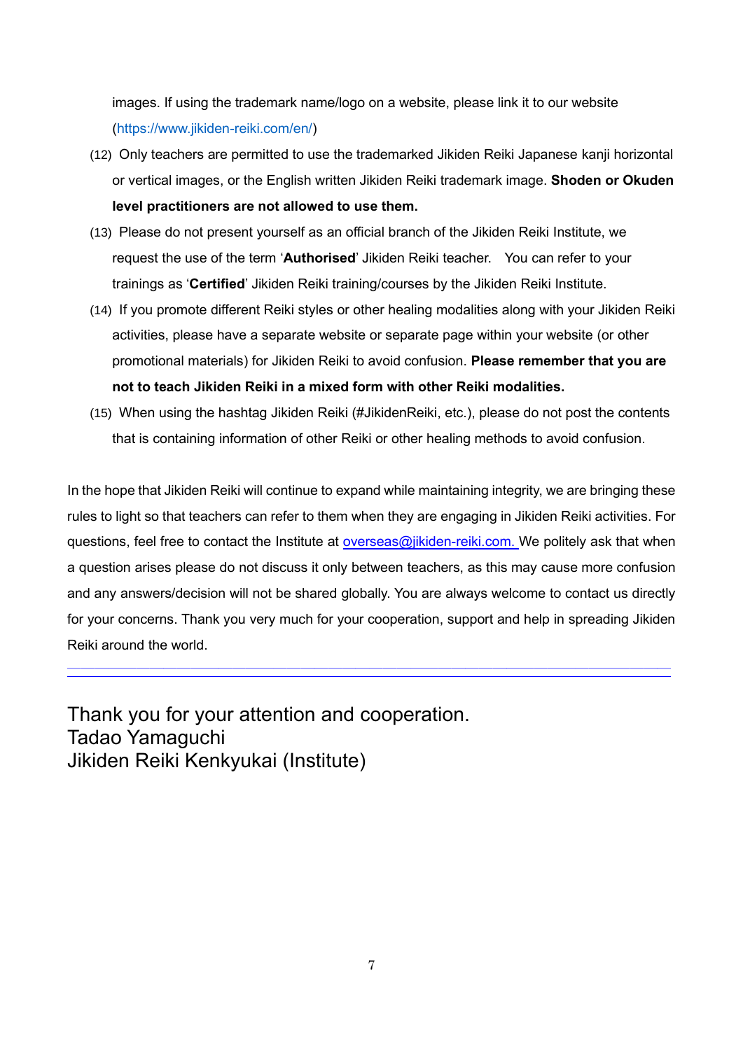images. If using the trademark name/logo on a website, please link it to our website (https://www.jikiden-reiki.com/en/)

(12) Only teachers are permitted to use the trademarked Jikiden Reiki Japanese kanji horizontal or vertical images, or the English written Jikiden Reiki trademark image. **Shoden or Okuden level practitioners are not allowed to use them.**

(13) Please do not present yourself as an official branch of the Jikiden Reiki Institute, we request the use of the term '**Authorised**' Jikiden Reiki teacher.  You can refer to your trainings as '**Certified**' Jikiden Reiki training/courses by the Jikiden Reiki Institute.

(14) If you promote different Reiki styles or other healing modalities along with your Jikiden Reiki activities, please have a separate website or separate page within your website (or other promotional materials) for Jikiden Reiki to avoid confusion. **Please remember that you are not to teach Jikiden Reiki in a mixed form with other Reiki modalities.**

(15) When using the hashtag Jikiden Reiki (#JikidenReiki, etc.), please do not post the contents that is containing information of other Reiki or other healing methods to avoid confusion.

In the hope that Jikiden Reiki will continue to expand while maintaining integrity, we are bringing these rules to light so that teachers can refer to them when they are engaging in Jikiden Reiki activities. For questions, feel free to contact the Institute at overseas@jikiden-reiki.com. We politely ask that when a question arises please do not discuss it only between teachers, as this may cause more confusion and any answers/decision will not be shared globally. You are always welcome to contact us directly for your concerns. Thank you very much for your cooperation, support and help in spreading Jikiden Reiki around the world.

---

Thank you for your attention and cooperation.
Tadao Yamaguchi
Jikiden Reiki Kenkyukai (Institute)